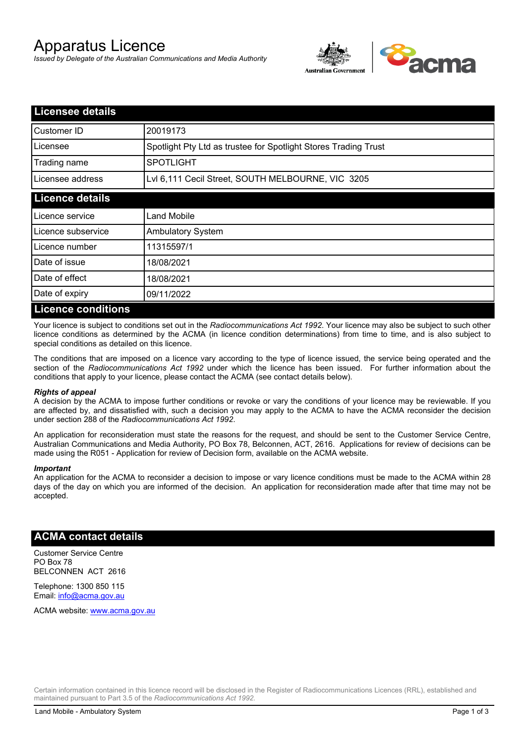# Apparatus Licence

*Issued by Delegate of the Australian Communications and Media Authority*

## Licensee details

| | |
|---|---|
| Customer ID | 20019173 |
| Licensee | Spotlight Pty Ltd as trustee for Spotlight Stores Trading Trust |
| Trading name | SPOTLIGHT |
| Licensee address | Lvl 6,111 Cecil Street, SOUTH MELBOURNE, VIC 3205 |

## Licence details

| | |
|---|---|
| Licence service | Land Mobile |
| Licence subservice | Ambulatory System |
| Licence number | 11315597/1 |
| Date of issue | 18/08/2021 |
| Date of effect | 18/08/2021 |
| Date of expiry | 09/11/2022 |

## Licence conditions

Your licence is subject to conditions set out in the *Radiocommunications Act 1992*. Your licence may also be subject to such other licence conditions as determined by the ACMA (in licence condition determinations) from time to time, and is also subject to special conditions as detailed on this licence.

The conditions that are imposed on a licence vary according to the type of licence issued, the service being operated and the section of the *Radiocommunications Act 1992* under which the licence has been issued. For further information about the conditions that apply to your licence, please contact the ACMA (see contact details below).

***Rights of appeal***

A decision by the ACMA to impose further conditions or revoke or vary the conditions of your licence may be reviewable. If you are affected by, and dissatisfied with, such a decision you may apply to the ACMA to have the ACMA reconsider the decision under section 288 of the *Radiocommunications Act 1992*.

An application for reconsideration must state the reasons for the request, and should be sent to the Customer Service Centre, Australian Communications and Media Authority, PO Box 78, Belconnen, ACT, 2616. Applications for review of decisions can be made using the R051 - Application for review of Decision form, available on the ACMA website.

***Important***

An application for the ACMA to reconsider a decision to impose or vary licence conditions must be made to the ACMA within 28 days of the day on which you are informed of the decision. An application for reconsideration made after that time may not be accepted.

## ACMA contact details

Customer Service Centre
PO Box 78
BELCONNEN ACT 2616

Telephone: 1300 850 115
Email: info@acma.gov.au

ACMA website: www.acma.gov.au

Certain information contained in this licence record will be disclosed in the Register of Radiocommunications Licences (RRL), established and maintained pursuant to Part 3.5 of the *Radiocommunications Act 1992.*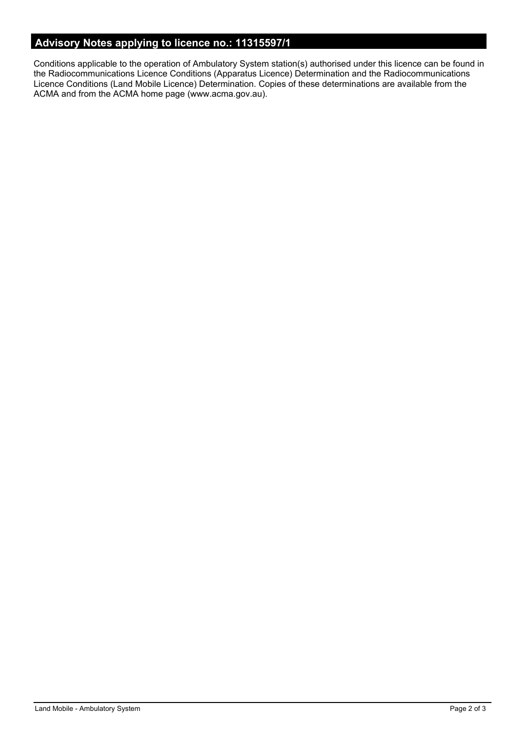## Advisory Notes applying to licence no.: 11315597/1

Conditions applicable to the operation of Ambulatory System station(s) authorised under this licence can be found in the Radiocommunications Licence Conditions (Apparatus Licence) Determination and the Radiocommunications Licence Conditions (Land Mobile Licence) Determination. Copies of these determinations are available from the ACMA and from the ACMA home page (www.acma.gov.au).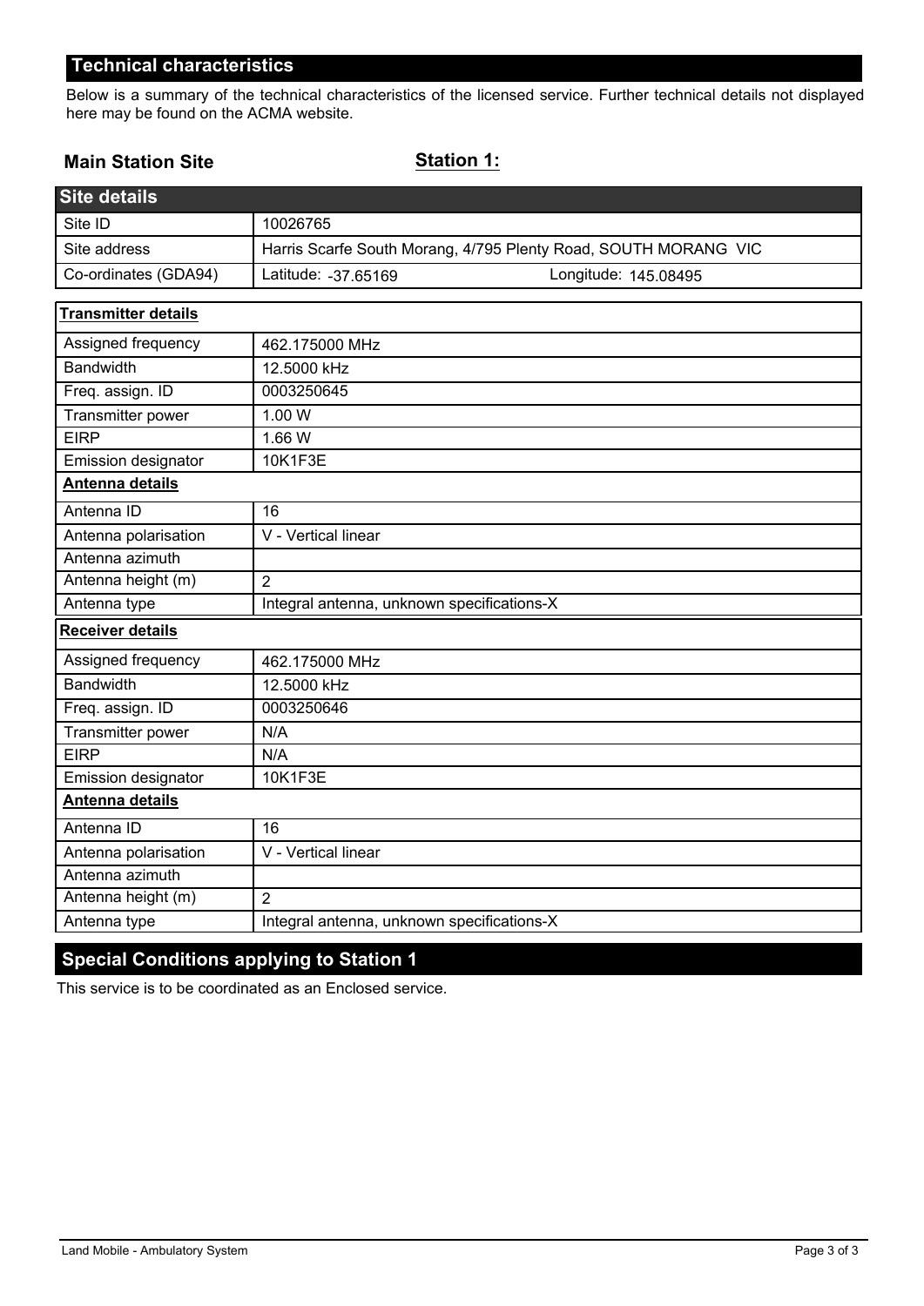## Technical characteristics

Below is a summary of the technical characteristics of the licensed service. Further technical details not displayed here may be found on the ACMA website.

**Main Station Site** **Station 1:**

| Site details | | |
|---|---|---|
| Site ID | 10026765 | |
| Site address | Harris Scarfe South Morang, 4/795 Plenty Road, SOUTH MORANG VIC | |
| Co-ordinates (GDA94) | Latitude: -37.65169 | Longitude: 145.08495 |

| Transmitter details | |
|---|---|
| Assigned frequency | 462.175000 MHz |
| Bandwidth | 12.5000 kHz |
| Freq. assign. ID | 0003250645 |
| Transmitter power | 1.00 W |
| EIRP | 1.66 W |
| Emission designator | 10K1F3E |
| **Antenna details** | |
| Antenna ID | 16 |
| Antenna polarisation | V - Vertical linear |
| Antenna azimuth | |
| Antenna height (m) | 2 |
| Antenna type | Integral antenna, unknown specifications-X |

| Receiver details | |
|---|---|
| Assigned frequency | 462.175000 MHz |
| Bandwidth | 12.5000 kHz |
| Freq. assign. ID | 0003250646 |
| Transmitter power | N/A |
| EIRP | N/A |
| Emission designator | 10K1F3E |
| **Antenna details** | |
| Antenna ID | 16 |
| Antenna polarisation | V - Vertical linear |
| Antenna azimuth | |
| Antenna height (m) | 2 |
| Antenna type | Integral antenna, unknown specifications-X |

## Special Conditions applying to Station 1

This service is to be coordinated as an Enclosed service.